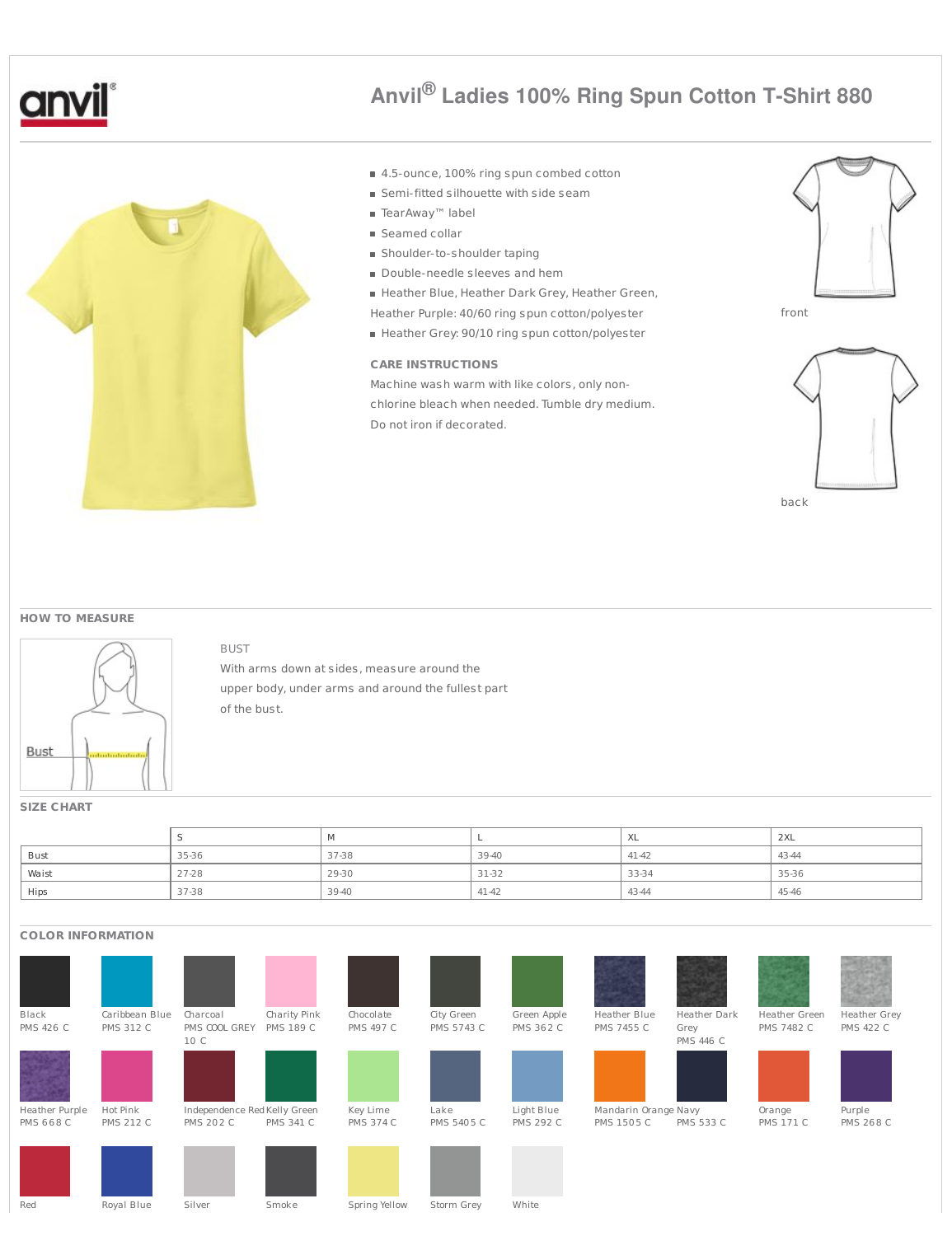# Anvil® Ladies 100% Ring Spun Cotton T-Shirt 880

- 4.5-ounce, 100% ring spun combed cotton
- Semi-fitted silhouette with side seam
- TearAway™ label
- Seamed collar
- Shoulder-to-shoulder taping
- Double-needle sleeves and hem
- Heather Blue, Heather Dark Grey, Heather Green, Heather Purple: 40/60 ring spun cotton/polyester
- Heather Grey: 90/10 ring spun cotton/polyester

### CARE INSTRUCTIONS

Machine wash warm with like colors, only non-chlorine bleach when needed. Tumble dry medium. Do not iron if decorated.

front

back

## HOW TO MEASURE

Bust

BUST

With arms down at sides, measure around the upper body, under arms and around the fullest part of the bust.

## SIZE CHART

| | S | M | L | XL | 2XL |
|---|---|---|---|---|---|
| Bust | 35-36 | 37-38 | 39-40 | 41-42 | 43-44 |
| Waist | 27-28 | 29-30 | 31-32 | 33-34 | 35-36 |
| Hips | 37-38 | 39-40 | 41-42 | 43-44 | 45-46 |

## COLOR INFORMATION

| Color | PMS |
|---|---|
| Black | PMS 426 C |
| Caribbean Blue | PMS 312 C |
| Charcoal | PMS COOL GREY 10 C |
| Charity Pink | PMS 189 C |
| Chocolate | PMS 497 C |
| City Green | PMS 5743 C |
| Green Apple | PMS 362 C |
| Heather Blue | PMS 7455 C |
| Heather Dark Grey | PMS 446 C |
| Heather Green | PMS 7482 C |
| Heather Grey | PMS 422 C |
| Heather Purple | PMS 668 C |
| Hot Pink | PMS 212 C |
| Independence Red | PMS 202 C |
| Kelly Green | PMS 341 C |
| Key Lime | PMS 374 C |
| Lake | PMS 5405 C |
| Light Blue | PMS 292 C |
| Mandarin Orange | PMS 1505 C |
| Navy | PMS 533 C |
| Orange | PMS 171 C |
| Purple | PMS 268 C |
| Red | |
| Royal Blue | |
| Silver | |
| Smoke | |
| Spring Yellow | |
| Storm Grey | |
| White | |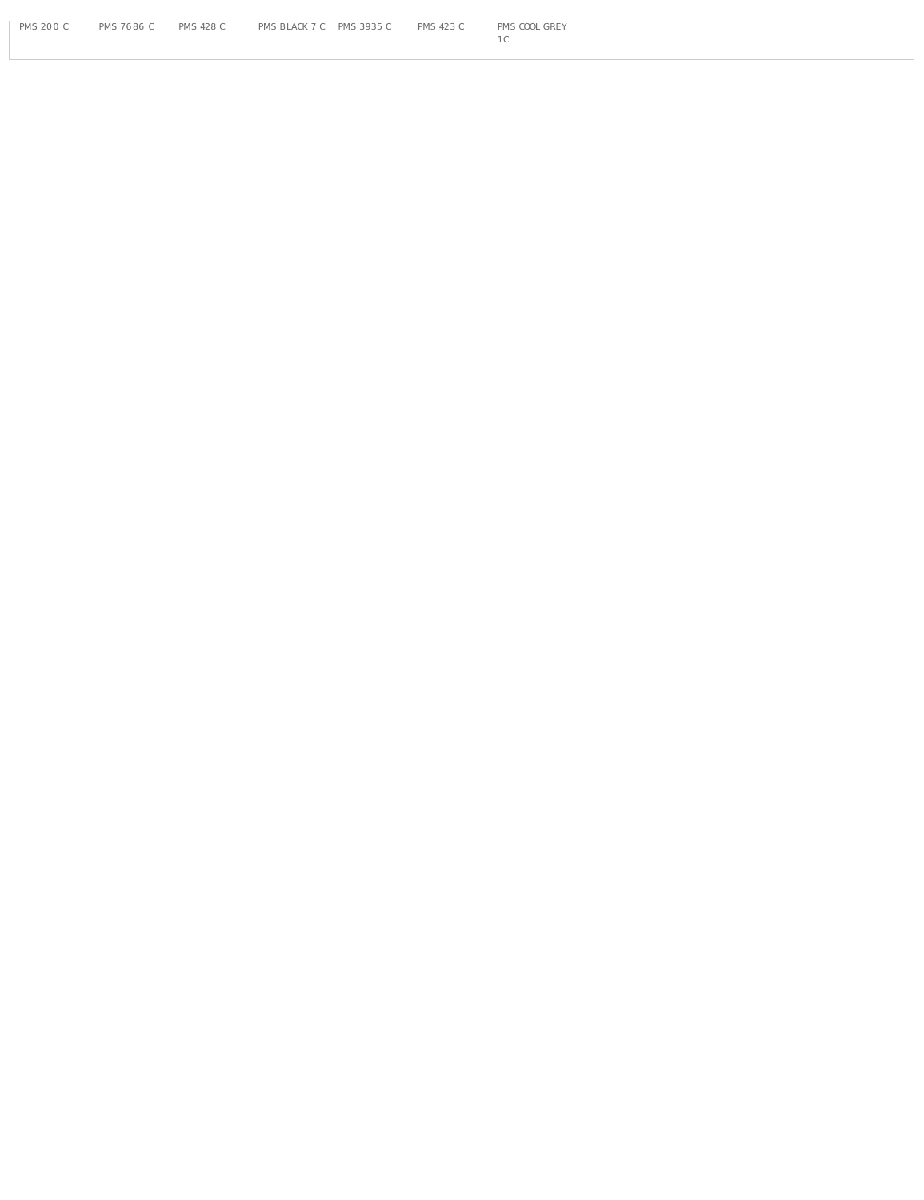| | | | | | | |
|---|---|---|---|---|---|---|
| PMS 200 C | PMS 7686 C | PMS 428 C | PMS BLACK 7 C | PMS 3935 C | PMS 423 C | PMS COOL GREY 1C |